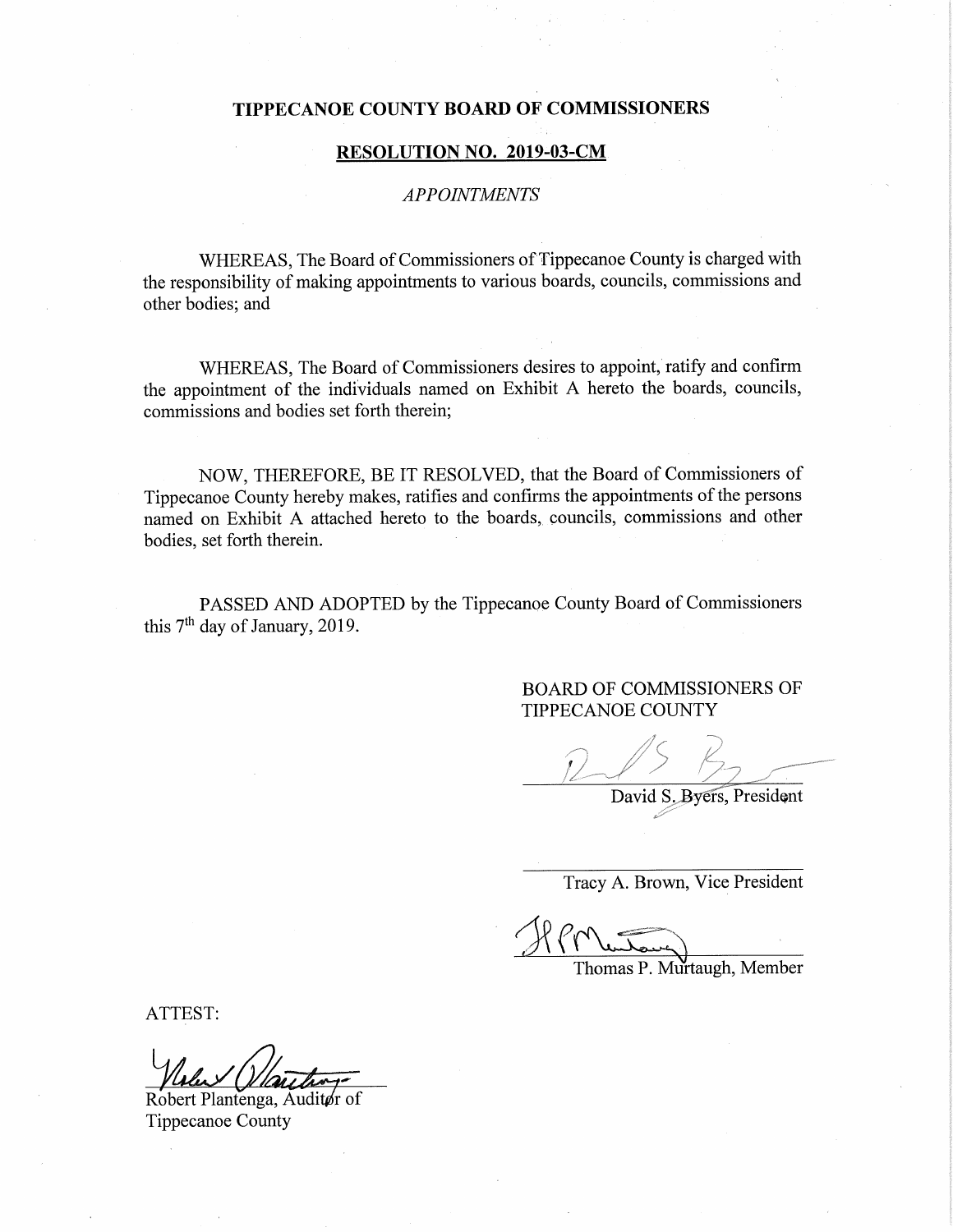# TIPPECANOE COUNTY BOARD OF COMMISSIONERS

## RESOLUTION NO. 2019-03-CM

*APPOINTMENTS*

WHEREAS, The Board of Commissioners of Tippecanoe County is charged with the responsibility of making appointments to various boards, councils, commissions and other bodies; and

WHEREAS, The Board of Commissioners desires to appoint, ratify and confirm the appointment of the individuals named on Exhibit A hereto the boards, councils, commissions and bodies set forth therein;

NOW, THEREFORE, BE IT RESOLVED, that the Board of Commissioners of Tippecanoe County hereby makes, ratifies and confirms the appointments of the persons named on Exhibit A attached hereto to the boards, councils, commissions and other bodies, set forth therein.

PASSED AND ADOPTED by the Tippecanoe County Board of Commissioners this 7th day of January, 2019.

BOARD OF COMMISSIONERS OF TIPPECANOE COUNTY

David S. Byers, President

Tracy A. Brown, Vice President

Thomas P. Murtaugh, Member

ATTEST:

Robert Plantenga, Auditor of Tippecanoe County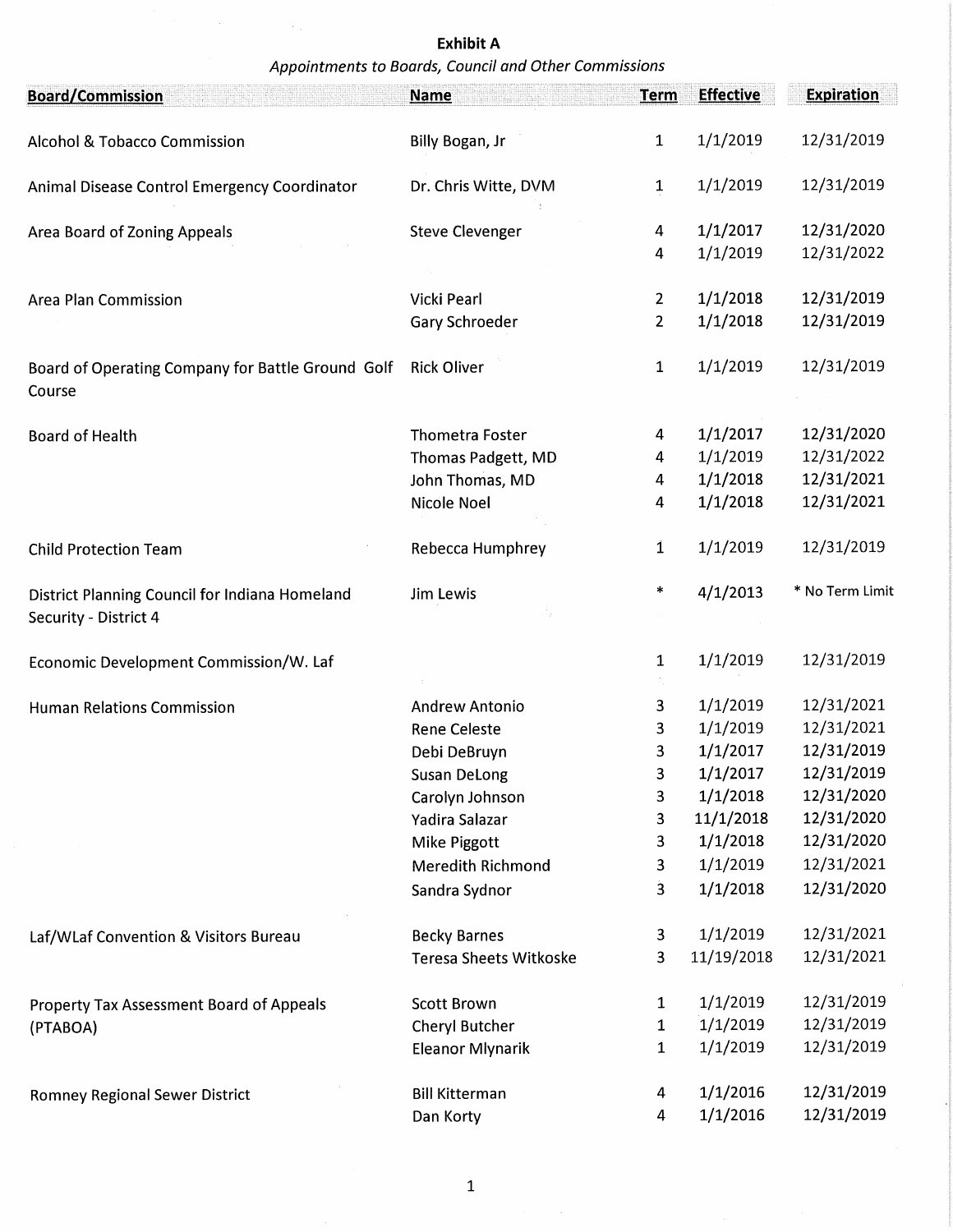**Exhibit A**

*Appointments to Boards, Council and Other Commissions*

| Board/Commission | Name | Term | Effective | Expiration |
|---|---|---|---|---|
| Alcohol & Tobacco Commission | Billy Bogan, Jr | 1 | 1/1/2019 | 12/31/2019 |
| Animal Disease Control Emergency Coordinator | Dr. Chris Witte, DVM | 1 | 1/1/2019 | 12/31/2019 |
| Area Board of Zoning Appeals | Steve Clevenger | 4 | 1/1/2017 | 12/31/2020 |
| | | 4 | 1/1/2019 | 12/31/2022 |
| Area Plan Commission | Vicki Pearl | 2 | 1/1/2018 | 12/31/2019 |
| | Gary Schroeder | 2 | 1/1/2018 | 12/31/2019 |
| Board of Operating Company for Battle Ground Golf Course | Rick Oliver | 1 | 1/1/2019 | 12/31/2019 |
| Board of Health | Thometra Foster | 4 | 1/1/2017 | 12/31/2020 |
| | Thomas Padgett, MD | 4 | 1/1/2019 | 12/31/2022 |
| | John Thomas, MD | 4 | 1/1/2018 | 12/31/2021 |
| | Nicole Noel | 4 | 1/1/2018 | 12/31/2021 |
| Child Protection Team | Rebecca Humphrey | 1 | 1/1/2019 | 12/31/2019 |
| District Planning Council for Indiana Homeland Security - District 4 | Jim Lewis | * | 4/1/2013 | * No Term Limit |
| Economic Development Commission/W. Laf | | 1 | 1/1/2019 | 12/31/2019 |
| Human Relations Commission | Andrew Antonio | 3 | 1/1/2019 | 12/31/2021 |
| | Rene Celeste | 3 | 1/1/2019 | 12/31/2021 |
| | Debi DeBruyn | 3 | 1/1/2017 | 12/31/2019 |
| | Susan DeLong | 3 | 1/1/2017 | 12/31/2019 |
| | Carolyn Johnson | 3 | 1/1/2018 | 12/31/2020 |
| | Yadira Salazar | 3 | 11/1/2018 | 12/31/2020 |
| | Mike Piggott | 3 | 1/1/2018 | 12/31/2020 |
| | Meredith Richmond | 3 | 1/1/2019 | 12/31/2021 |
| | Sandra Sydnor | 3 | 1/1/2018 | 12/31/2020 |
| Laf/WLaf Convention & Visitors Bureau | Becky Barnes | 3 | 1/1/2019 | 12/31/2021 |
| | Teresa Sheets Witkoske | 3 | 11/19/2018 | 12/31/2021 |
| Property Tax Assessment Board of Appeals (PTABOA) | Scott Brown | 1 | 1/1/2019 | 12/31/2019 |
| | Cheryl Butcher | 1 | 1/1/2019 | 12/31/2019 |
| | Eleanor Mlynarik | 1 | 1/1/2019 | 12/31/2019 |
| Romney Regional Sewer District | Bill Kitterman | 4 | 1/1/2016 | 12/31/2019 |
| | Dan Korty | 4 | 1/1/2016 | 12/31/2019 |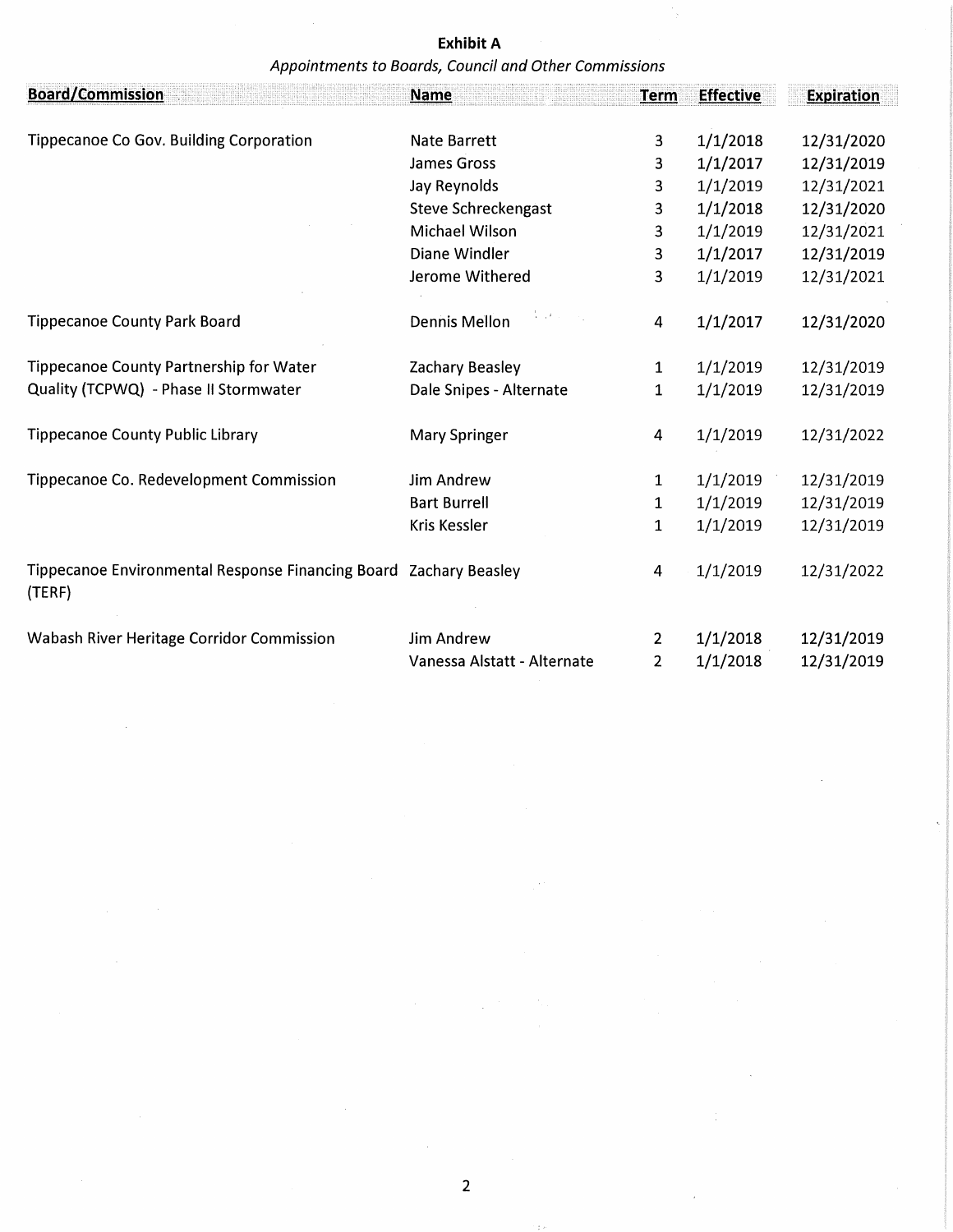**Exhibit A**

*Appointments to Boards, Council and Other Commissions*

| Board/Commission | Name | Term | Effective | Expiration |
|---|---|---|---|---|
| Tippecanoe Co Gov. Building Corporation | Nate Barrett | 3 | 1/1/2018 | 12/31/2020 |
| | James Gross | 3 | 1/1/2017 | 12/31/2019 |
| | Jay Reynolds | 3 | 1/1/2019 | 12/31/2021 |
| | Steve Schreckengast | 3 | 1/1/2018 | 12/31/2020 |
| | Michael Wilson | 3 | 1/1/2019 | 12/31/2021 |
| | Diane Windler | 3 | 1/1/2017 | 12/31/2019 |
| | Jerome Withered | 3 | 1/1/2019 | 12/31/2021 |
| Tippecanoe County Park Board | Dennis Mellon | 4 | 1/1/2017 | 12/31/2020 |
| Tippecanoe County Partnership for Water Quality (TCPWQ) - Phase II Stormwater | Zachary Beasley | 1 | 1/1/2019 | 12/31/2019 |
| | Dale Snipes - Alternate | 1 | 1/1/2019 | 12/31/2019 |
| Tippecanoe County Public Library | Mary Springer | 4 | 1/1/2019 | 12/31/2022 |
| Tippecanoe Co. Redevelopment Commission | Jim Andrew | 1 | 1/1/2019 | 12/31/2019 |
| | Bart Burrell | 1 | 1/1/2019 | 12/31/2019 |
| | Kris Kessler | 1 | 1/1/2019 | 12/31/2019 |
| Tippecanoe Environmental Response Financing Board (TERF) | Zachary Beasley | 4 | 1/1/2019 | 12/31/2022 |
| Wabash River Heritage Corridor Commission | Jim Andrew | 2 | 1/1/2018 | 12/31/2019 |
| | Vanessa Alstatt - Alternate | 2 | 1/1/2018 | 12/31/2019 |